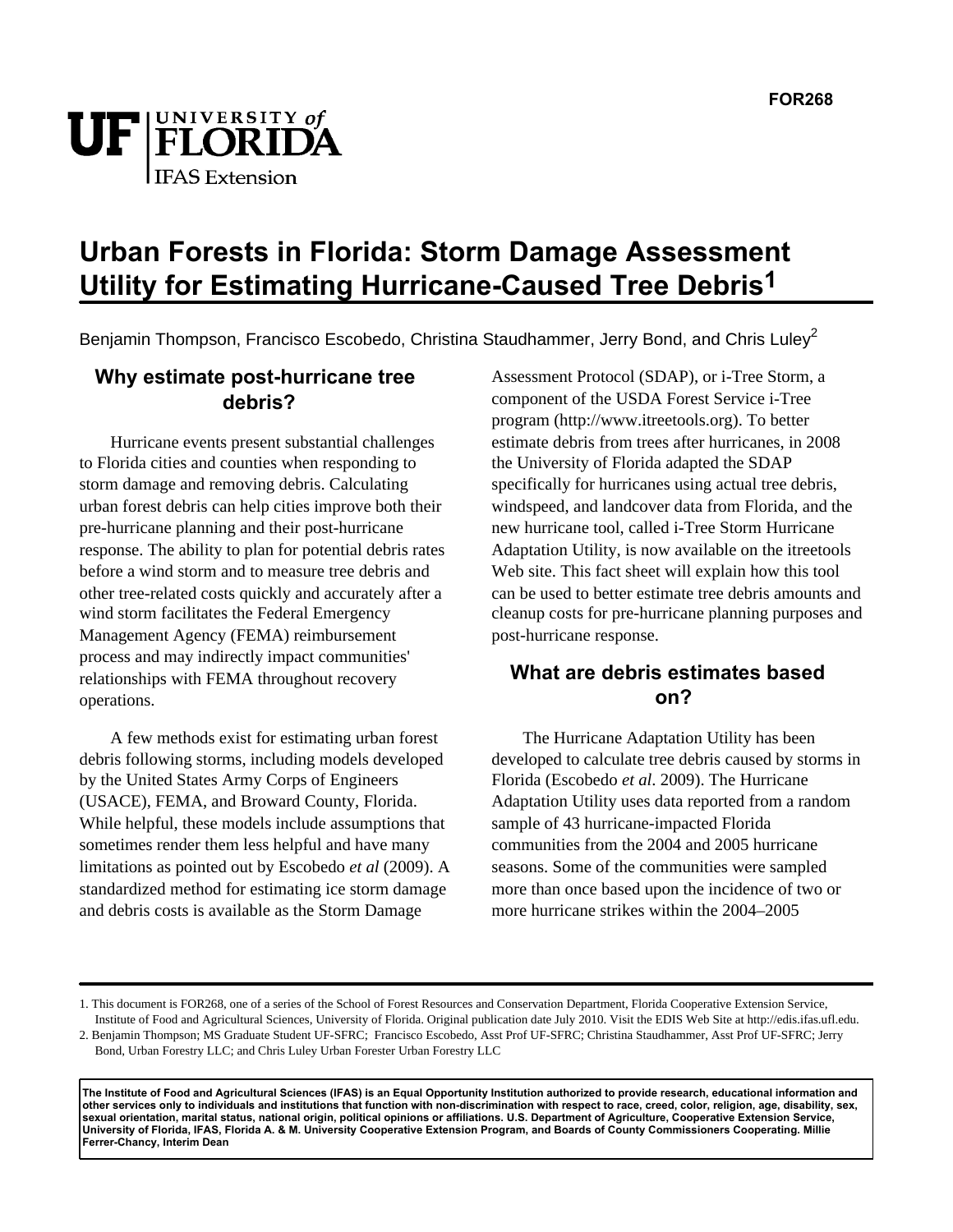FOR268

# Urban Forests in Florida: Storm Damage Assessment Utility for Estimating Hurricane-Caused Tree Debris[1]

Benjamin Thompson, Francisco Escobedo, Christina Staudhammer, Jerry Bond, and Chris Luley[2]

## Why estimate post-hurricane tree debris?

Hurricane events present substantial challenges to Florida cities and counties when responding to storm damage and removing debris. Calculating urban forest debris can help cities improve both their pre-hurricane planning and their post-hurricane response. The ability to plan for potential debris rates before a wind storm and to measure tree debris and other tree-related costs quickly and accurately after a wind storm facilitates the Federal Emergency Management Agency (FEMA) reimbursement process and may indirectly impact communities' relationships with FEMA throughout recovery operations.

A few methods exist for estimating urban forest debris following storms, including models developed by the United States Army Corps of Engineers (USACE), FEMA, and Broward County, Florida. While helpful, these models include assumptions that sometimes render them less helpful and have many limitations as pointed out by Escobedo *et al* (2009). A standardized method for estimating ice storm damage and debris costs is available as the Storm Damage Assessment Protocol (SDAP), or i-Tree Storm, a component of the USDA Forest Service i-Tree program (http://www.itreetools.org). To better estimate debris from trees after hurricanes, in 2008 the University of Florida adapted the SDAP specifically for hurricanes using actual tree debris, windspeed, and landcover data from Florida, and the new hurricane tool, called i-Tree Storm Hurricane Adaptation Utility, is now available on the itreetools Web site. This fact sheet will explain how this tool can be used to better estimate tree debris amounts and cleanup costs for pre-hurricane planning purposes and post-hurricane response.

## What are debris estimates based on?

The Hurricane Adaptation Utility has been developed to calculate tree debris caused by storms in Florida (Escobedo *et al*. 2009). The Hurricane Adaptation Utility uses data reported from a random sample of 43 hurricane-impacted Florida communities from the 2004 and 2005 hurricane seasons. Some of the communities were sampled more than once based upon the incidence of two or more hurricane strikes within the 2004–2005

1. This document is FOR268, one of a series of the School of Forest Resources and Conservation Department, Florida Cooperative Extension Service, Institute of Food and Agricultural Sciences, University of Florida. Original publication date July 2010. Visit the EDIS Web Site at http://edis.ifas.ufl.edu.

2. Benjamin Thompson; MS Graduate Student UF-SFRC; Francisco Escobedo, Asst Prof UF-SFRC; Christina Staudhammer, Asst Prof UF-SFRC; Jerry Bond, Urban Forestry LLC; and Chris Luley Urban Forester Urban Forestry LLC

**The Institute of Food and Agricultural Sciences (IFAS) is an Equal Opportunity Institution authorized to provide research, educational information and other services only to individuals and institutions that function with non-discrimination with respect to race, creed, color, religion, age, disability, sex, sexual orientation, marital status, national origin, political opinions or affiliations. U.S. Department of Agriculture, Cooperative Extension Service, University of Florida, IFAS, Florida A. & M. University Cooperative Extension Program, and Boards of County Commissioners Cooperating. Millie Ferrer-Chancy, Interim Dean**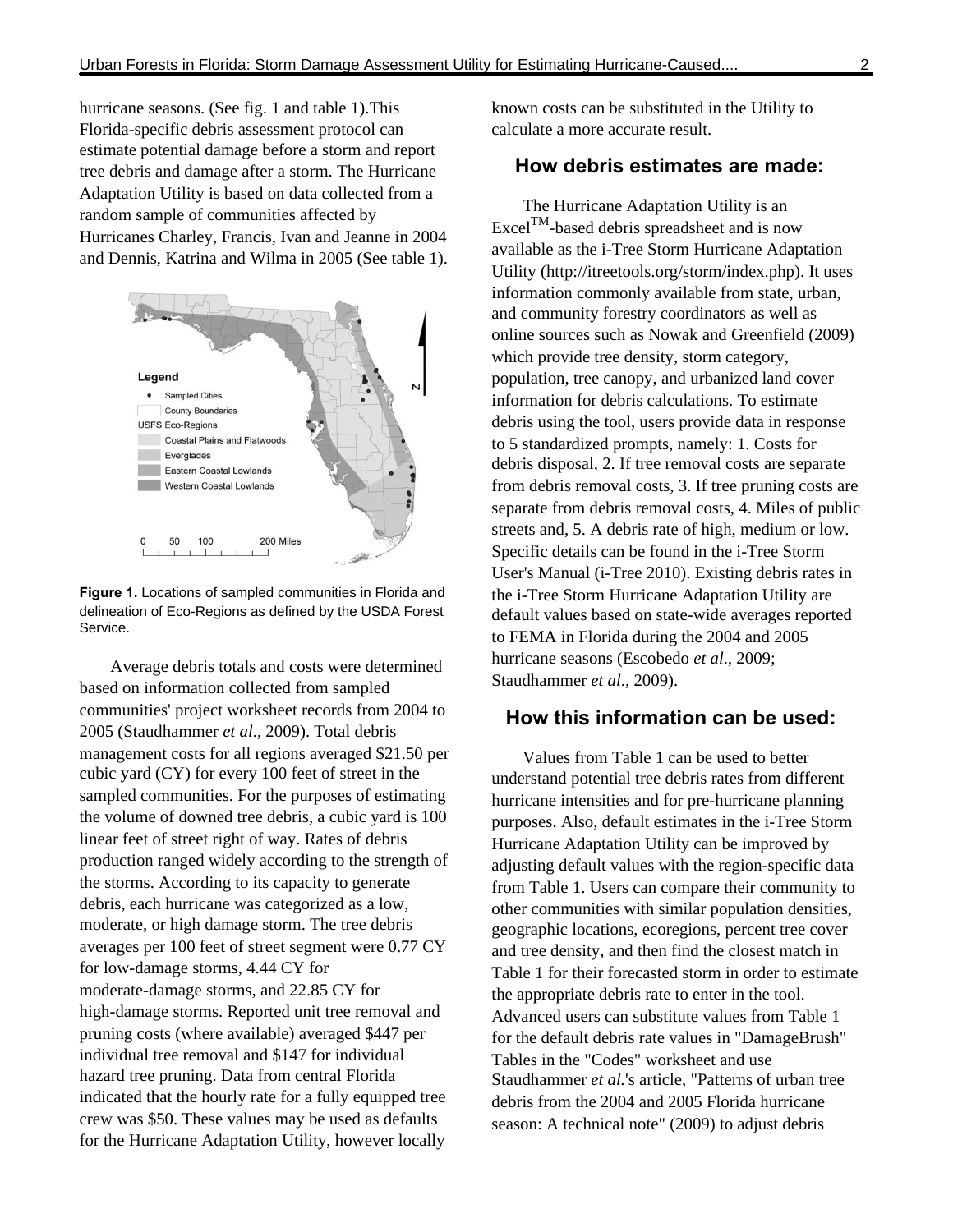hurricane seasons. (See fig. 1 and table 1).This Florida-specific debris assessment protocol can estimate potential damage before a storm and report tree debris and damage after a storm. The Hurricane Adaptation Utility is based on data collected from a random sample of communities affected by Hurricanes Charley, Francis, Ivan and Jeanne in 2004 and Dennis, Katrina and Wilma in 2005 (See table 1).

**Figure 1.** Locations of sampled communities in Florida and delineation of Eco-Regions as defined by the USDA Forest Service.

Average debris totals and costs were determined based on information collected from sampled communities' project worksheet records from 2004 to 2005 (Staudhammer *et al*., 2009). Total debris management costs for all regions averaged $21.50 per cubic yard (CY) for every 100 feet of street in the sampled communities. For the purposes of estimating the volume of downed tree debris, a cubic yard is 100 linear feet of street right of way. Rates of debris production ranged widely according to the strength of the storms. According to its capacity to generate debris, each hurricane was categorized as a low, moderate, or high damage storm. The tree debris averages per 100 feet of street segment were 0.77 CY for low-damage storms, 4.44 CY for moderate-damage storms, and 22.85 CY for high-damage storms. Reported unit tree removal and pruning costs (where available) averaged $447 per individual tree removal and $147 for individual hazard tree pruning. Data from central Florida indicated that the hourly rate for a fully equipped tree crew was $50. These values may be used as defaults for the Hurricane Adaptation Utility, however locally known costs can be substituted in the Utility to calculate a more accurate result.

## How debris estimates are made:

The Hurricane Adaptation Utility is an Excel$^{TM}$-based debris spreadsheet and is now available as the i-Tree Storm Hurricane Adaptation Utility (http://itreetools.org/storm/index.php). It uses information commonly available from state, urban, and community forestry coordinators as well as online sources such as Nowak and Greenfield (2009) which provide tree density, storm category, population, tree canopy, and urbanized land cover information for debris calculations. To estimate debris using the tool, users provide data in response to 5 standardized prompts, namely: 1. Costs for debris disposal, 2. If tree removal costs are separate from debris removal costs, 3. If tree pruning costs are separate from debris removal costs, 4. Miles of public streets and, 5. A debris rate of high, medium or low. Specific details can be found in the i-Tree Storm User's Manual (i-Tree 2010). Existing debris rates in the i-Tree Storm Hurricane Adaptation Utility are default values based on state-wide averages reported to FEMA in Florida during the 2004 and 2005 hurricane seasons (Escobedo *et al*., 2009; Staudhammer *et al*., 2009).

## How this information can be used:

Values from Table 1 can be used to better understand potential tree debris rates from different hurricane intensities and for pre-hurricane planning purposes. Also, default estimates in the i-Tree Storm Hurricane Adaptation Utility can be improved by adjusting default values with the region-specific data from Table 1. Users can compare their community to other communities with similar population densities, geographic locations, ecoregions, percent tree cover and tree density, and then find the closest match in Table 1 for their forecasted storm in order to estimate the appropriate debris rate to enter in the tool. Advanced users can substitute values from Table 1 for the default debris rate values in "DamageBrush" Tables in the "Codes" worksheet and use Staudhammer *et al.*'s article, "Patterns of urban tree debris from the 2004 and 2005 Florida hurricane season: A technical note" (2009) to adjust debris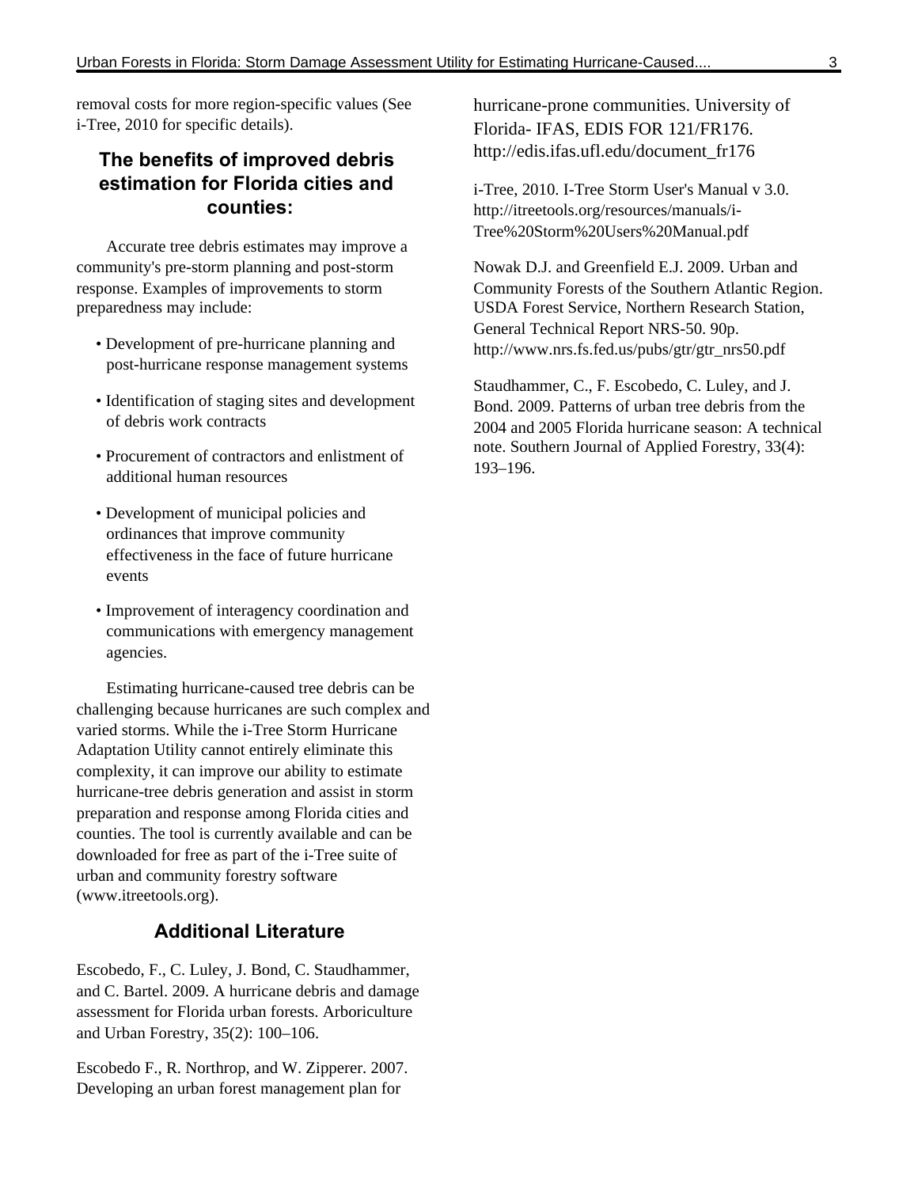removal costs for more region-specific values (See i-Tree, 2010 for specific details).

## The benefits of improved debris estimation for Florida cities and counties:

Accurate tree debris estimates may improve a community's pre-storm planning and post-storm response. Examples of improvements to storm preparedness may include:

- Development of pre-hurricane planning and post-hurricane response management systems
- Identification of staging sites and development of debris work contracts
- Procurement of contractors and enlistment of additional human resources
- Development of municipal policies and ordinances that improve community effectiveness in the face of future hurricane events
- Improvement of interagency coordination and communications with emergency management agencies.

Estimating hurricane-caused tree debris can be challenging because hurricanes are such complex and varied storms. While the i-Tree Storm Hurricane Adaptation Utility cannot entirely eliminate this complexity, it can improve our ability to estimate hurricane-tree debris generation and assist in storm preparation and response among Florida cities and counties. The tool is currently available and can be downloaded for free as part of the i-Tree suite of urban and community forestry software (www.itreetools.org).

## Additional Literature

Escobedo, F., C. Luley, J. Bond, C. Staudhammer, and C. Bartel. 2009. A hurricane debris and damage assessment for Florida urban forests. Arboriculture and Urban Forestry, 35(2): 100–106.

Escobedo F., R. Northrop, and W. Zipperer. 2007. Developing an urban forest management plan for hurricane-prone communities. University of Florida- IFAS, EDIS FOR 121/FR176. http://edis.ifas.ufl.edu/document_fr176

i-Tree, 2010. I-Tree Storm User's Manual v 3.0. http://itreetools.org/resources/manuals/i-Tree%20Storm%20Users%20Manual.pdf

Nowak D.J. and Greenfield E.J. 2009. Urban and Community Forests of the Southern Atlantic Region. USDA Forest Service, Northern Research Station, General Technical Report NRS-50. 90p. http://www.nrs.fs.fed.us/pubs/gtr/gtr_nrs50.pdf

Staudhammer, C., F. Escobedo, C. Luley, and J. Bond. 2009. Patterns of urban tree debris from the 2004 and 2005 Florida hurricane season: A technical note. Southern Journal of Applied Forestry, 33(4): 193–196.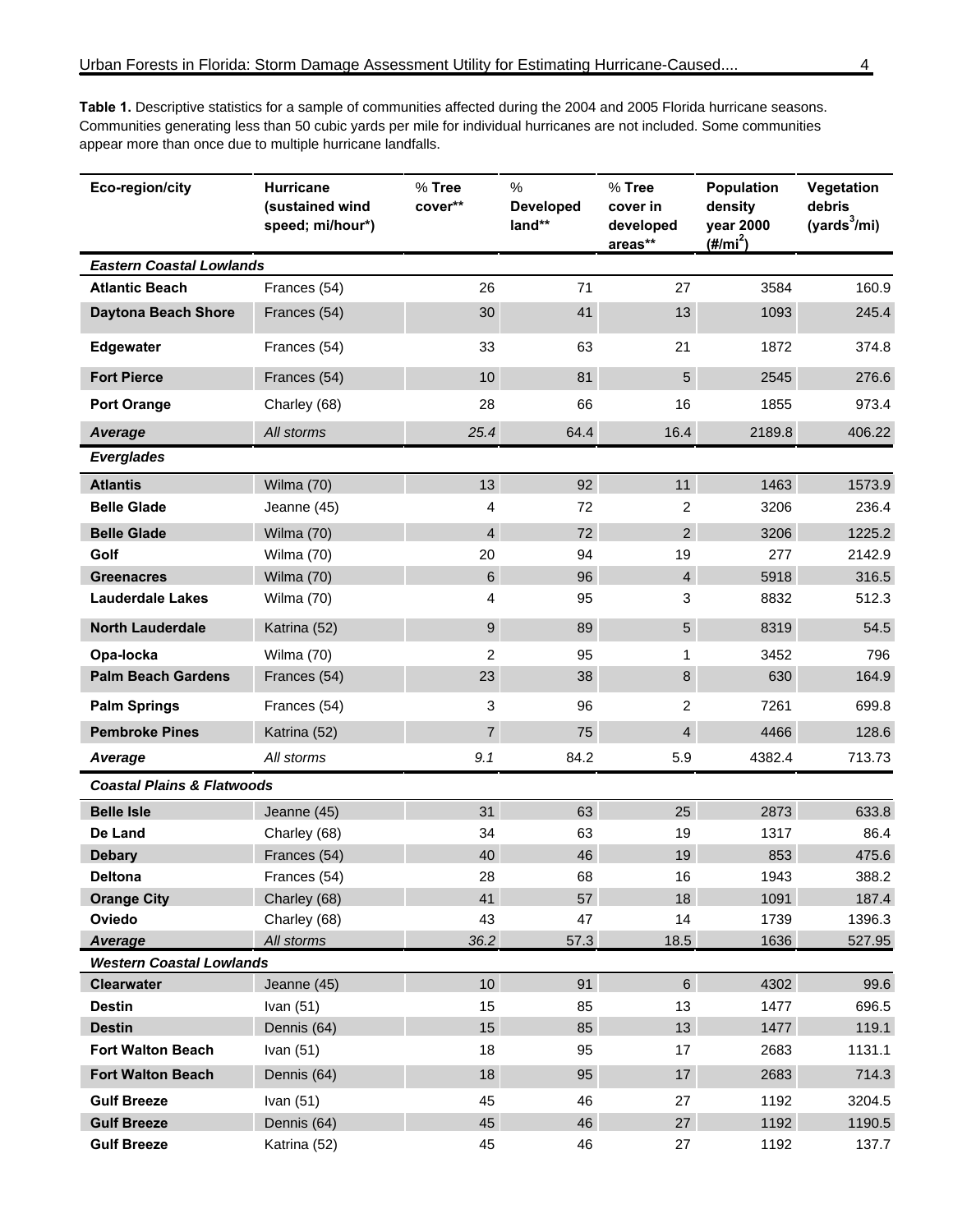**Table 1.** Descriptive statistics for a sample of communities affected during the 2004 and 2005 Florida hurricane seasons. Communities generating less than 50 cubic yards per mile for individual hurricanes are not included. Some communities appear more than once due to multiple hurricane landfalls.

| Eco-region/city | Hurricane (sustained wind speed; mi/hour*) | % Tree cover** | % Developed land** | % Tree cover in developed areas** | Population density year 2000 (#/mi$^2$) | Vegetation debris (yards$^3$/mi) |
|---|---|---|---|---|---|---|
| ***Eastern Coastal Lowlands*** | | | | | | |
| **Atlantic Beach** | Frances (54) | 26 | 71 | 27 | 3584 | 160.9 |
| **Daytona Beach Shore** | Frances (54) | 30 | 41 | 13 | 1093 | 245.4 |
| **Edgewater** | Frances (54) | 33 | 63 | 21 | 1872 | 374.8 |
| **Fort Pierce** | Frances (54) | 10 | 81 | 5 | 2545 | 276.6 |
| **Port Orange** | Charley (68) | 28 | 66 | 16 | 1855 | 973.4 |
| ***Average*** | *All storms* | *25.4* | 64.4 | 16.4 | 2189.8 | 406.22 |
| ***Everglades*** | | | | | | |
| **Atlantis** | Wilma (70) | 13 | 92 | 11 | 1463 | 1573.9 |
| **Belle Glade** | Jeanne (45) | 4 | 72 | 2 | 3206 | 236.4 |
| **Belle Glade** | Wilma (70) | 4 | 72 | 2 | 3206 | 1225.2 |
| **Golf** | Wilma (70) | 20 | 94 | 19 | 277 | 2142.9 |
| **Greenacres** | Wilma (70) | 6 | 96 | 4 | 5918 | 316.5 |
| **Lauderdale Lakes** | Wilma (70) | 4 | 95 | 3 | 8832 | 512.3 |
| **North Lauderdale** | Katrina (52) | 9 | 89 | 5 | 8319 | 54.5 |
| **Opa-locka** | Wilma (70) | 2 | 95 | 1 | 3452 | 796 |
| **Palm Beach Gardens** | Frances (54) | 23 | 38 | 8 | 630 | 164.9 |
| **Palm Springs** | Frances (54) | 3 | 96 | 2 | 7261 | 699.8 |
| **Pembroke Pines** | Katrina (52) | 7 | 75 | 4 | 4466 | 128.6 |
| ***Average*** | *All storms* | *9.1* | 84.2 | 5.9 | 4382.4 | 713.73 |
| ***Coastal Plains & Flatwoods*** | | | | | | |
| **Belle Isle** | Jeanne (45) | 31 | 63 | 25 | 2873 | 633.8 |
| **De Land** | Charley (68) | 34 | 63 | 19 | 1317 | 86.4 |
| **Debary** | Frances (54) | 40 | 46 | 19 | 853 | 475.6 |
| **Deltona** | Frances (54) | 28 | 68 | 16 | 1943 | 388.2 |
| **Orange City** | Charley (68) | 41 | 57 | 18 | 1091 | 187.4 |
| **Oviedo** | Charley (68) | 43 | 47 | 14 | 1739 | 1396.3 |
| ***Average*** | *All storms* | *36.2* | 57.3 | 18.5 | 1636 | 527.95 |
| ***Western Coastal Lowlands*** | | | | | | |
| **Clearwater** | Jeanne (45) | 10 | 91 | 6 | 4302 | 99.6 |
| **Destin** | Ivan (51) | 15 | 85 | 13 | 1477 | 696.5 |
| **Destin** | Dennis (64) | 15 | 85 | 13 | 1477 | 119.1 |
| **Fort Walton Beach** | Ivan (51) | 18 | 95 | 17 | 2683 | 1131.1 |
| **Fort Walton Beach** | Dennis (64) | 18 | 95 | 17 | 2683 | 714.3 |
| **Gulf Breeze** | Ivan (51) | 45 | 46 | 27 | 1192 | 3204.5 |
| **Gulf Breeze** | Dennis (64) | 45 | 46 | 27 | 1192 | 1190.5 |
| **Gulf Breeze** | Katrina (52) | 45 | 46 | 27 | 1192 | 137.7 |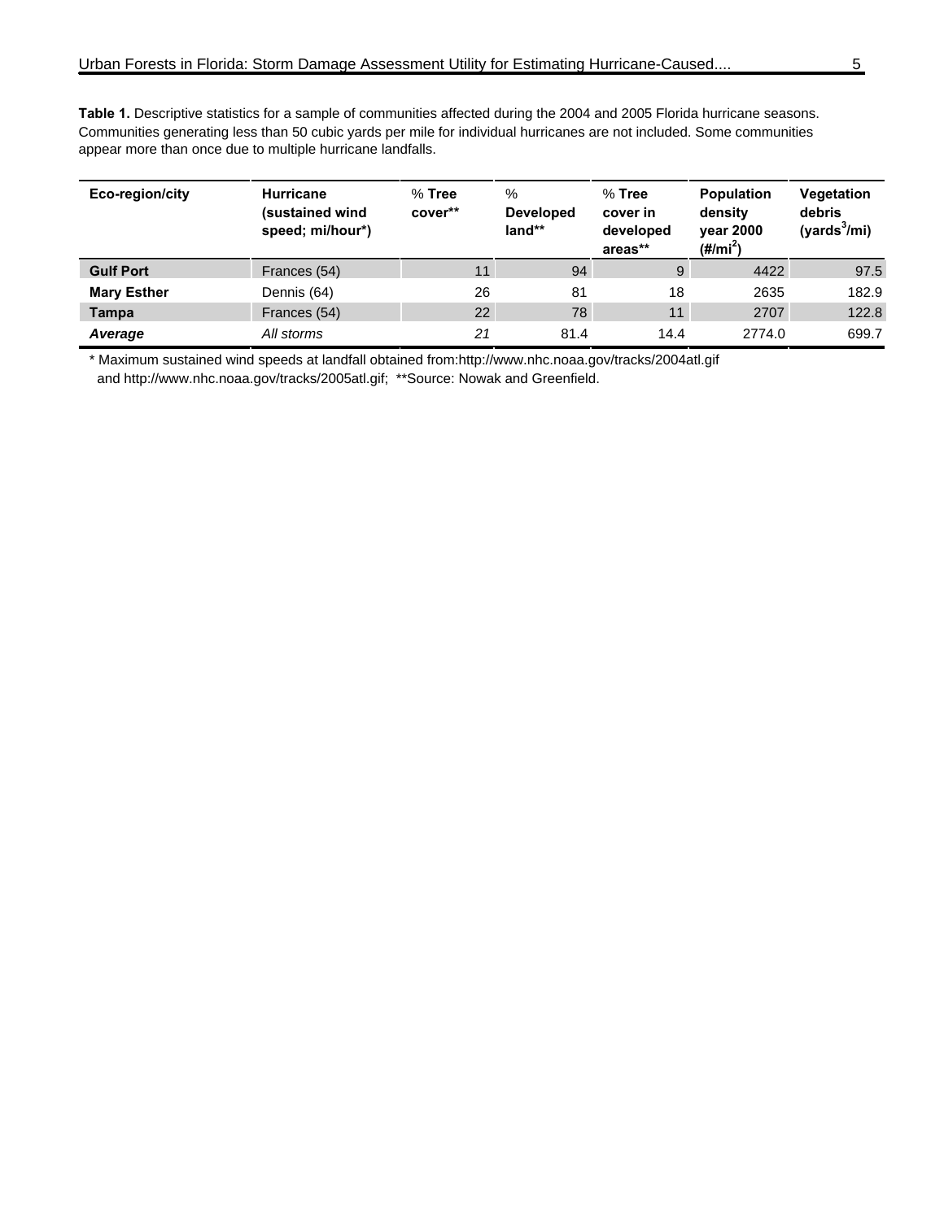**Table 1.** Descriptive statistics for a sample of communities affected during the 2004 and 2005 Florida hurricane seasons. Communities generating less than 50 cubic yards per mile for individual hurricanes are not included. Some communities appear more than once due to multiple hurricane landfalls.

| Eco-region/city | Hurricane (sustained wind speed; mi/hour*) | % Tree cover** | % Developed land** | % Tree cover in developed areas** | Population density year 2000 (#/mi$^2$) | Vegetation debris (yards$^3$/mi) |
|---|---|---|---|---|---|---|
| **Gulf Port** | Frances (54) | 11 | 94 | 9 | 4422 | 97.5 |
| **Mary Esther** | Dennis (64) | 26 | 81 | 18 | 2635 | 182.9 |
| **Tampa** | Frances (54) | 22 | 78 | 11 | 2707 | 122.8 |
| ***Average*** | *All storms* | *21* | 81.4 | 14.4 | 2774.0 | 699.7 |

\* Maximum sustained wind speeds at landfall obtained from:http://www.nhc.noaa.gov/tracks/2004atl.gif and http://www.nhc.noaa.gov/tracks/2005atl.gif; **Source: Nowak and Greenfield.